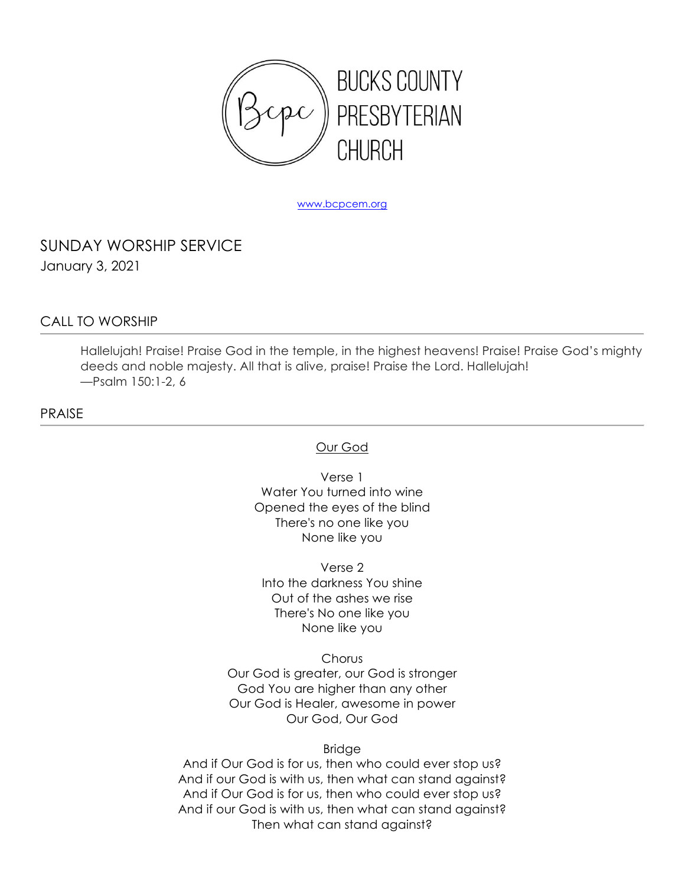BUCKS COUNTY PRESBYTERIAN CHURCH

www.bcpcem.org

# SUNDAY WORSHIP SERVICE

January 3, 2021

## CALL TO WORSHIP

Hallelujah! Praise! Praise God in the temple, in the highest heavens! Praise! Praise God's mighty deeds and noble majesty. All that is alive, praise! Praise the Lord. Hallelujah!
—Psalm 150:1-2, 6

## PRAISE

Our God

Verse 1
Water You turned into wine
Opened the eyes of the blind
There's no one like you
None like you

Verse 2
Into the darkness You shine
Out of the ashes we rise
There's No one like you
None like you

Chorus
Our God is greater, our God is stronger
God You are higher than any other
Our God is Healer, awesome in power
Our God, Our God

Bridge
And if Our God is for us, then who could ever stop us?
And if our God is with us, then what can stand against?
And if Our God is for us, then who could ever stop us?
And if our God is with us, then what can stand against?
Then what can stand against?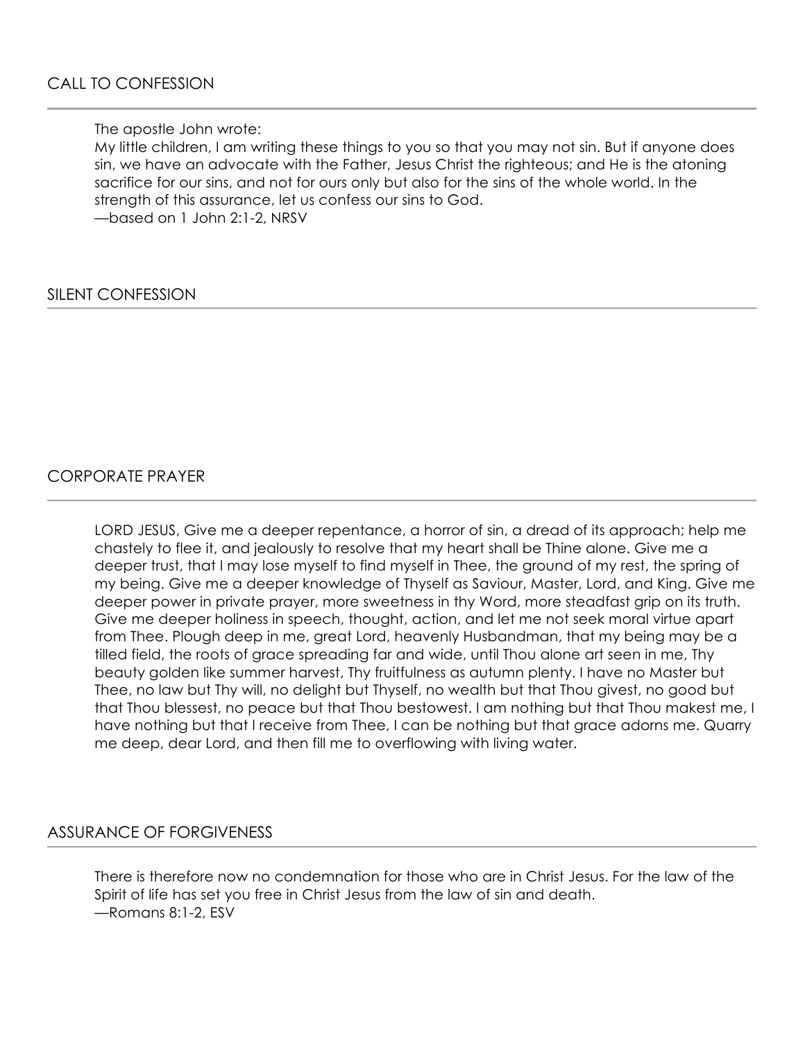## CALL TO CONFESSION

The apostle John wrote:
My little children, I am writing these things to you so that you may not sin. But if anyone does sin, we have an advocate with the Father, Jesus Christ the righteous; and He is the atoning sacrifice for our sins, and not for ours only but also for the sins of the whole world. In the strength of this assurance, let us confess our sins to God.
—based on 1 John 2:1-2, NRSV

## SILENT CONFESSION

## CORPORATE PRAYER

LORD JESUS, Give me a deeper repentance, a horror of sin, a dread of its approach; help me chastely to flee it, and jealously to resolve that my heart shall be Thine alone. Give me a deeper trust, that I may lose myself to find myself in Thee, the ground of my rest, the spring of my being. Give me a deeper knowledge of Thyself as Saviour, Master, Lord, and King. Give me deeper power in private prayer, more sweetness in thy Word, more steadfast grip on its truth. Give me deeper holiness in speech, thought, action, and let me not seek moral virtue apart from Thee. Plough deep in me, great Lord, heavenly Husbandman, that my being may be a tilled field, the roots of grace spreading far and wide, until Thou alone art seen in me, Thy beauty golden like summer harvest, Thy fruitfulness as autumn plenty. I have no Master but Thee, no law but Thy will, no delight but Thyself, no wealth but that Thou givest, no good but that Thou blessest, no peace but that Thou bestowest. I am nothing but that Thou makest me, I have nothing but that I receive from Thee, I can be nothing but that grace adorns me. Quarry me deep, dear Lord, and then fill me to overflowing with living water.

## ASSURANCE OF FORGIVENESS

There is therefore now no condemnation for those who are in Christ Jesus. For the law of the Spirit of life has set you free in Christ Jesus from the law of sin and death.
—Romans 8:1-2, ESV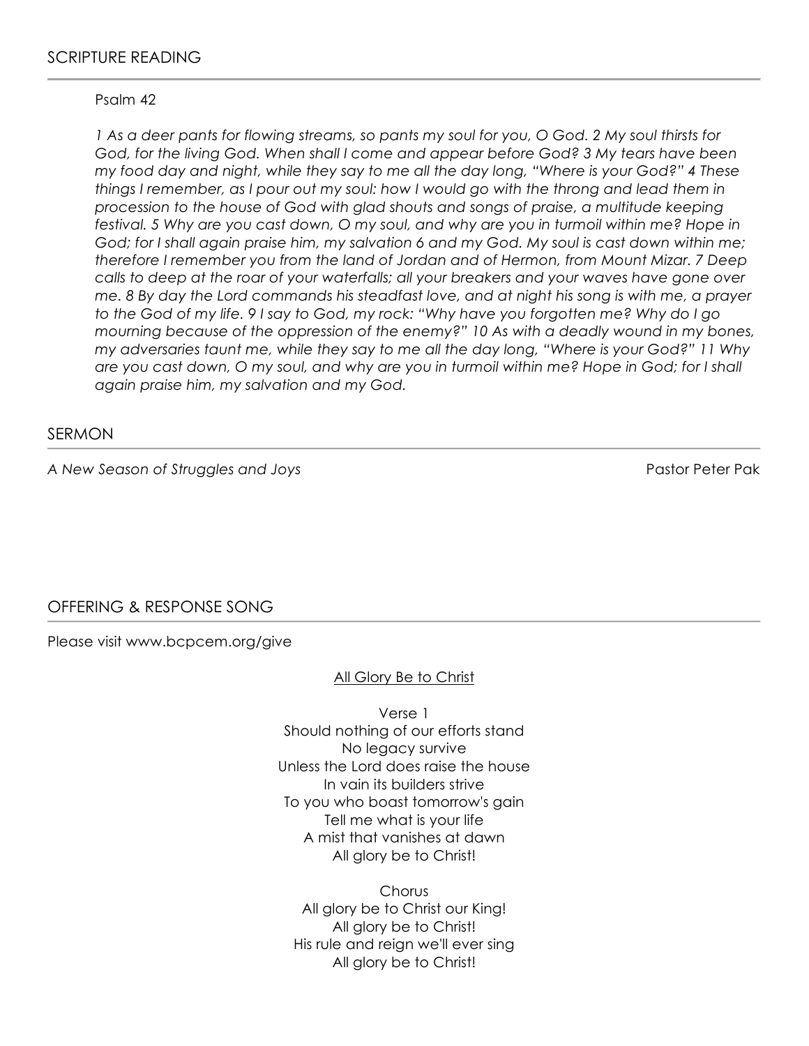## SCRIPTURE READING

Psalm 42

*1 As a deer pants for flowing streams, so pants my soul for you, O God. 2 My soul thirsts for God, for the living God. When shall I come and appear before God? 3 My tears have been my food day and night, while they say to me all the day long, "Where is your God?" 4 These things I remember, as I pour out my soul: how I would go with the throng and lead them in procession to the house of God with glad shouts and songs of praise, a multitude keeping festival. 5 Why are you cast down, O my soul, and why are you in turmoil within me? Hope in God; for I shall again praise him, my salvation 6 and my God. My soul is cast down within me; therefore I remember you from the land of Jordan and of Hermon, from Mount Mizar. 7 Deep calls to deep at the roar of your waterfalls; all your breakers and your waves have gone over me. 8 By day the Lord commands his steadfast love, and at night his song is with me, a prayer to the God of my life. 9 I say to God, my rock: "Why have you forgotten me? Why do I go mourning because of the oppression of the enemy?" 10 As with a deadly wound in my bones, my adversaries taunt me, while they say to me all the day long, "Where is your God?" 11 Why are you cast down, O my soul, and why are you in turmoil within me? Hope in God; for I shall again praise him, my salvation and my God.*

## SERMON

*A New Season of Struggles and Joys* — Pastor Peter Pak

## OFFERING & RESPONSE SONG

Please visit www.bcpcem.org/give

All Glory Be to Christ

Verse 1
Should nothing of our efforts stand
No legacy survive
Unless the Lord does raise the house
In vain its builders strive
To you who boast tomorrow's gain
Tell me what is your life
A mist that vanishes at dawn
All glory be to Christ!

Chorus
All glory be to Christ our King!
All glory be to Christ!
His rule and reign we'll ever sing
All glory be to Christ!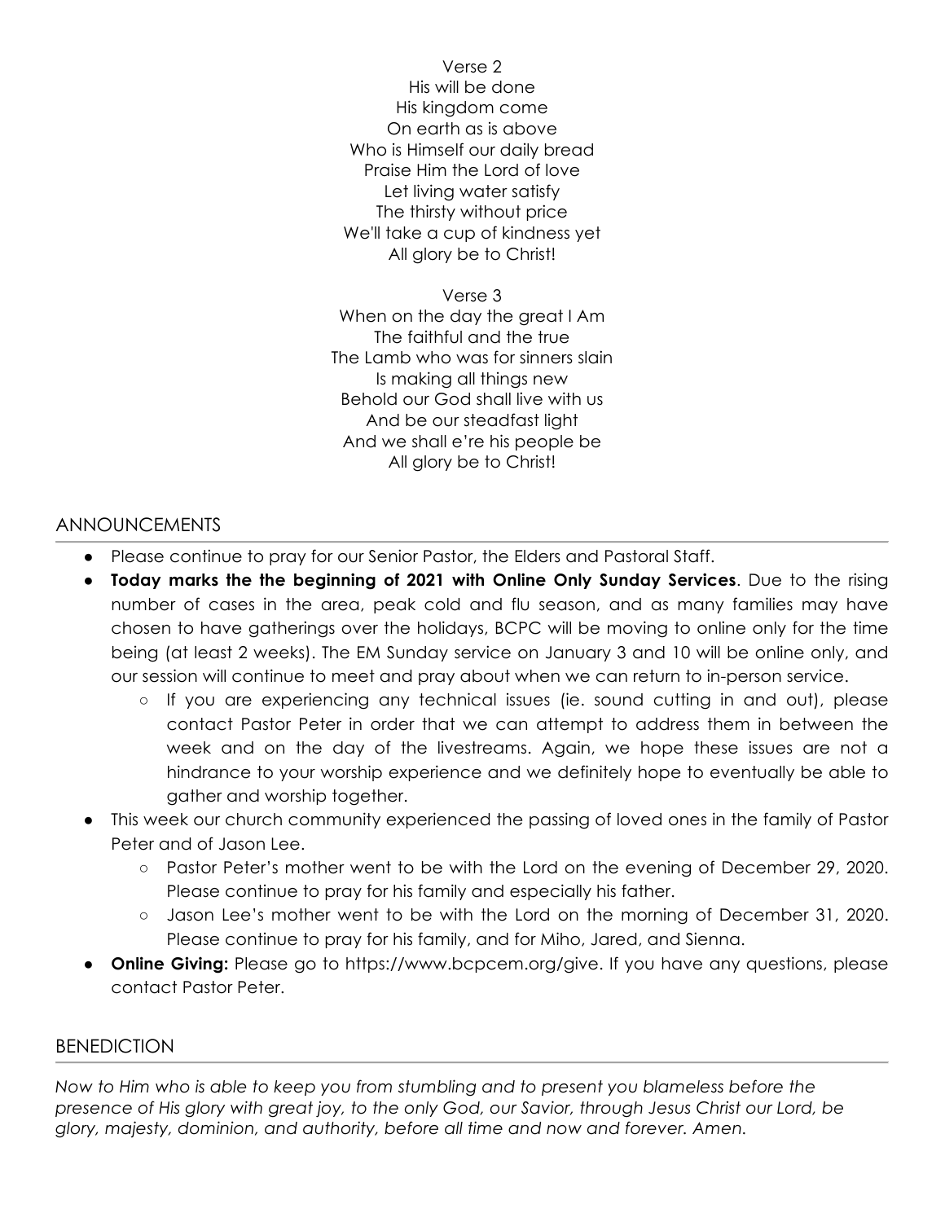Verse 2
His will be done
His kingdom come
On earth as is above
Who is Himself our daily bread
Praise Him the Lord of love
Let living water satisfy
The thirsty without price
We'll take a cup of kindness yet
All glory be to Christ!

Verse 3
When on the day the great I Am
The faithful and the true
The Lamb who was for sinners slain
Is making all things new
Behold our God shall live with us
And be our steadfast light
And we shall e're his people be
All glory be to Christ!

## ANNOUNCEMENTS

- Please continue to pray for our Senior Pastor, the Elders and Pastoral Staff.
- **Today marks the the beginning of 2021 with Online Only Sunday Services**. Due to the rising number of cases in the area, peak cold and flu season, and as many families may have chosen to have gatherings over the holidays, BCPC will be moving to online only for the time being (at least 2 weeks). The EM Sunday service on January 3 and 10 will be online only, and our session will continue to meet and pray about when we can return to in-person service.
    - If you are experiencing any technical issues (ie. sound cutting in and out), please contact Pastor Peter in order that we can attempt to address them in between the week and on the day of the livestreams. Again, we hope these issues are not a hindrance to your worship experience and we definitely hope to eventually be able to gather and worship together.
- This week our church community experienced the passing of loved ones in the family of Pastor Peter and of Jason Lee.
    - Pastor Peter's mother went to be with the Lord on the evening of December 29, 2020. Please continue to pray for his family and especially his father.
    - Jason Lee's mother went to be with the Lord on the morning of December 31, 2020. Please continue to pray for his family, and for Miho, Jared, and Sienna.
- **Online Giving:** Please go to https://www.bcpcem.org/give. If you have any questions, please contact Pastor Peter.

## BENEDICTION

*Now to Him who is able to keep you from stumbling and to present you blameless before the presence of His glory with great joy, to the only God, our Savior, through Jesus Christ our Lord, be glory, majesty, dominion, and authority, before all time and now and forever. Amen.*